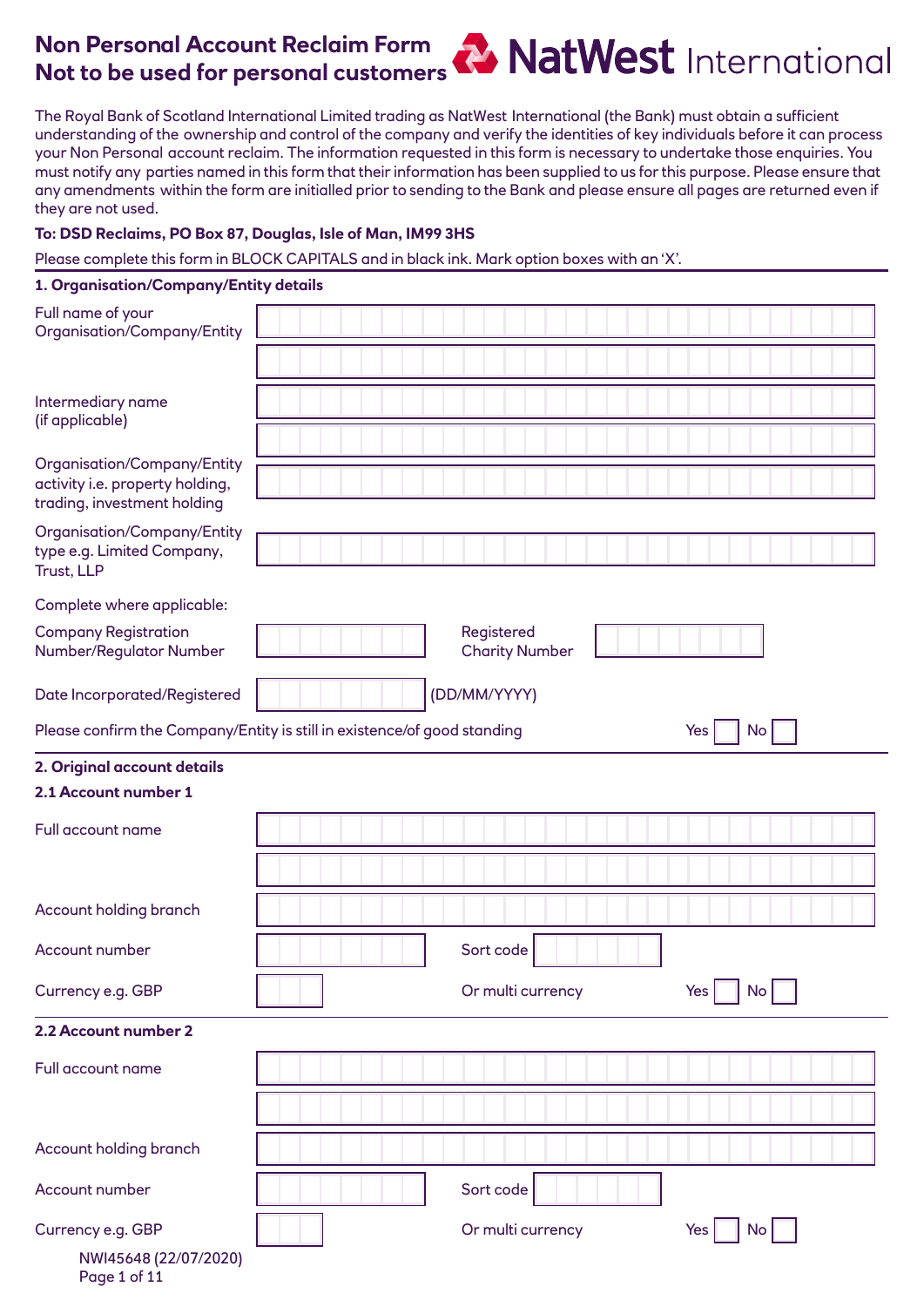# Non Personal Account Reclaim Form
# Not to be used for personal customers

NatWest International

The Royal Bank of Scotland International Limited trading as NatWest International (the Bank) must obtain a sufficient understanding of the ownership and control of the company and verify the identities of key individuals before it can process your Non Personal account reclaim. The information requested in this form is necessary to undertake those enquiries. You must notify any parties named in this form that their information has been supplied to us for this purpose. Please ensure that any amendments within the form are initialled prior to sending to the Bank and please ensure all pages are returned even if they are not used.

**To: DSD Reclaims, PO Box 87, Douglas, Isle of Man, IM99 3HS**

Please complete this form in BLOCK CAPITALS and in black ink. Mark option boxes with an 'X'.

## 1. Organisation/Company/Entity details

Full name of your Organisation/Company/Entity

Intermediary name (if applicable)

Organisation/Company/Entity activity i.e. property holding, trading, investment holding

Organisation/Company/Entity type e.g. Limited Company, Trust, LLP

Complete where applicable:

Company Registration Number/Regulator Number

Registered Charity Number

Date Incorporated/Registered (DD/MM/YYYY)

Please confirm the Company/Entity is still in existence/of good standing Yes ☐ No ☐

## 2. Original account details

### 2.1 Account number 1

Full account name

Account holding branch

Account number

Sort code

Currency e.g. GBP

Or multi currency Yes ☐ No ☐

### 2.2 Account number 2

Full account name

Account holding branch

Account number

Sort code

Currency e.g. GBP

Or multi currency Yes ☐ No ☐

NWI45648 (22/07/2020)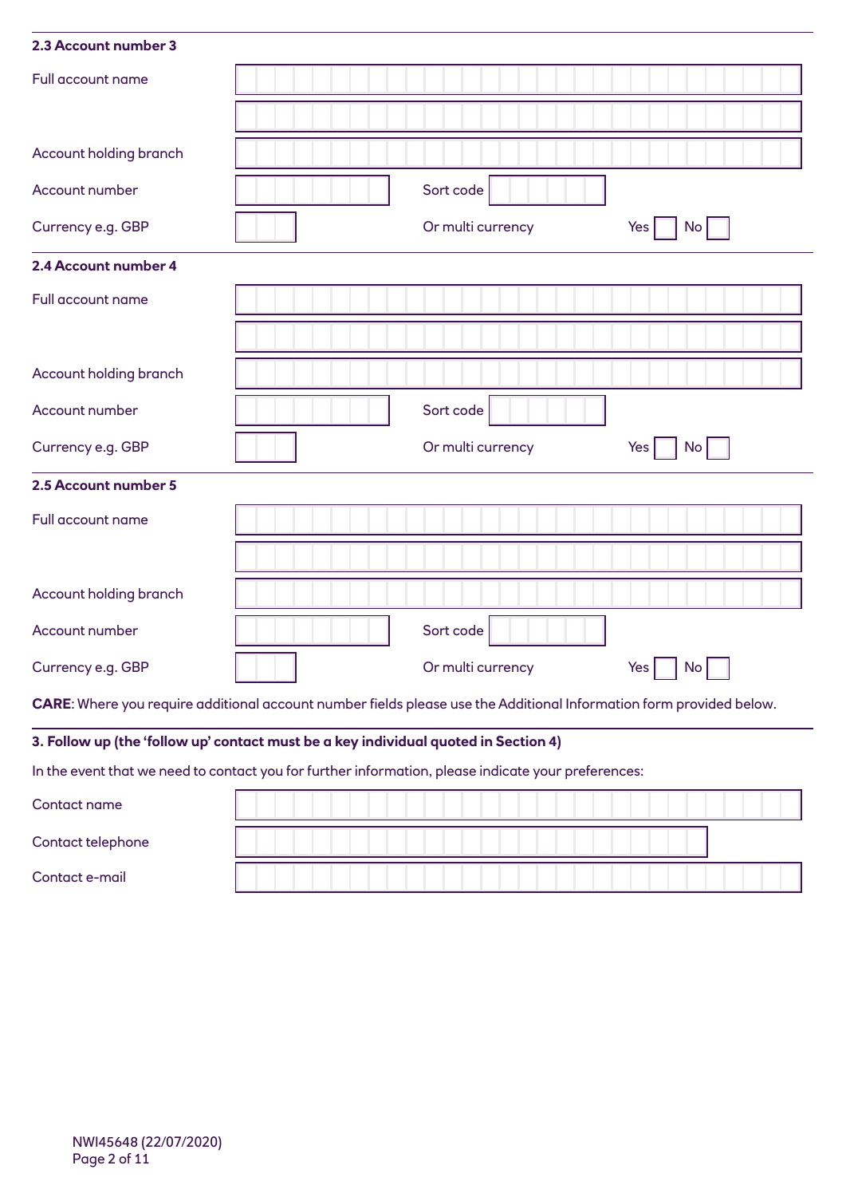### 2.3 Account number 3

Full account name

Account holding branch

Account number | Sort code

Currency e.g. GBP | Or multi currency | Yes ☐ No ☐

### 2.4 Account number 4

Full account name

Account holding branch

Account number | Sort code

Currency e.g. GBP | Or multi currency | Yes ☐ No ☐

### 2.5 Account number 5

Full account name

Account holding branch

Account number | Sort code

Currency e.g. GBP | Or multi currency | Yes ☐ No ☐

**CARE**: Where you require additional account number fields please use the Additional Information form provided below.

### 3. Follow up (the 'follow up' contact must be a key individual quoted in Section 4)

In the event that we need to contact you for further information, please indicate your preferences:

Contact name

Contact telephone

Contact e-mail

NWI45648 (22/07/2020)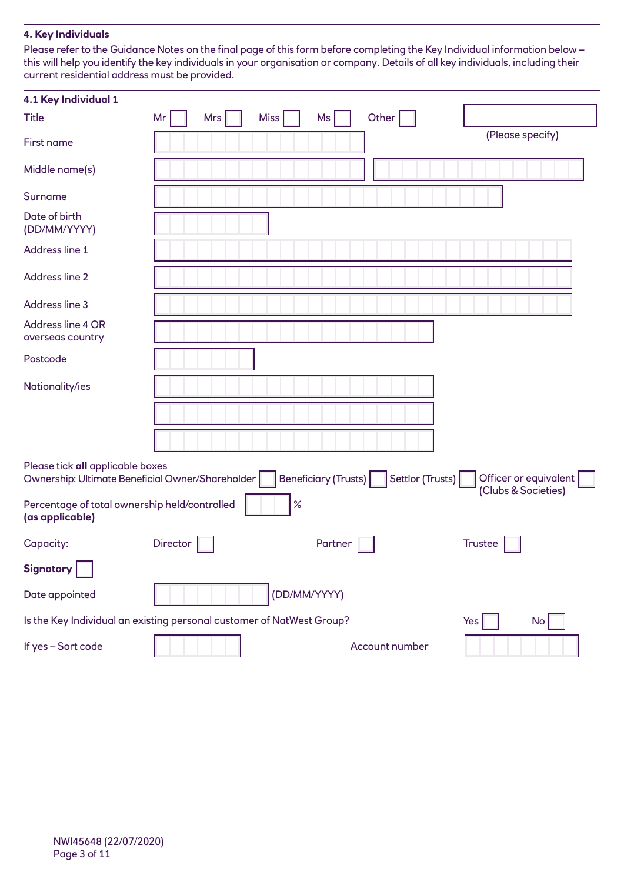## 4. Key Individuals

Please refer to the Guidance Notes on the final page of this form before completing the Key Individual information below – this will help you identify the key individuals in your organisation or company. Details of all key individuals, including their current residential address must be provided.

### 4.1 Key Individual 1

Title: Mr ☐ Mrs ☐ Miss ☐ Ms ☐ Other ☐ (Please specify) ____________

First name: ____________

Middle name(s): ____________ ____________

Surname: ____________

Date of birth (DD/MM/YYYY): ____________

Address line 1: ____________

Address line 2: ____________

Address line 3: ____________

Address line 4 OR overseas country: ____________

Postcode: ____________

Nationality/ies: ____________ ____________ ____________

Please tick **all** applicable boxes

Ownership: Ultimate Beneficial Owner/Shareholder ☐ Beneficiary (Trusts) ☐ Settlor (Trusts) ☐ Officer or equivalent (Clubs & Societies) ☐

Percentage of total ownership held/controlled **(as applicable)** ______ %

Capacity: Director ☐ Partner ☐ Trustee ☐

**Signatory** ☐

Date appointed ____________ (DD/MM/YYYY)

Is the Key Individual an existing personal customer of NatWest Group? Yes ☐ No ☐

If yes – Sort code ____________ Account number ____________

NWI45648 (22/07/2020)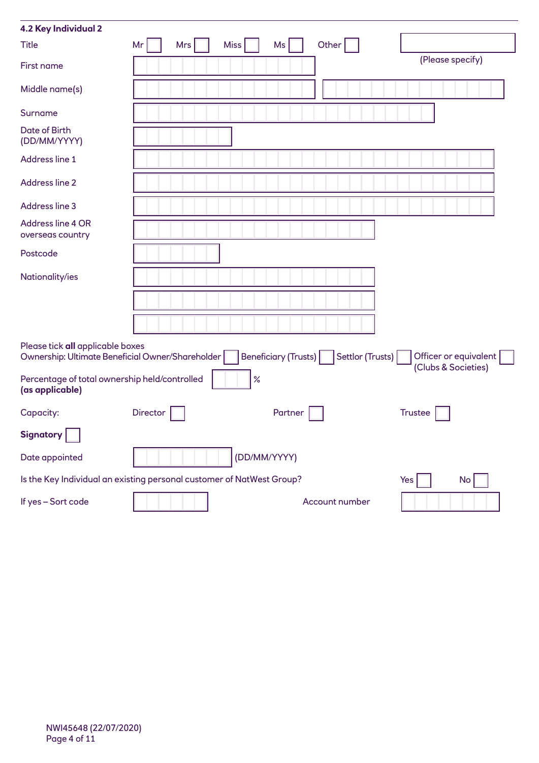### 4.2 Key Individual 2

Title Mr ☐ Mrs ☐ Miss ☐ Ms ☐ Other ☐ (Please specify)

First name

Middle name(s)

Surname

Date of Birth (DD/MM/YYYY)

Address line 1

Address line 2

Address line 3

Address line 4 OR overseas country

Postcode

Nationality/ies

Please tick **all** applicable boxes
Ownership: Ultimate Beneficial Owner/Shareholder ☐ Beneficiary (Trusts) ☐ Settlor (Trusts) ☐ Officer or equivalent (Clubs & Societies) ☐

Percentage of total ownership held/controlled **(as applicable)** %

Capacity: Director ☐ Partner ☐ Trustee ☐

**Signatory** ☐

Date appointed (DD/MM/YYYY)

Is the Key Individual an existing personal customer of NatWest Group? Yes ☐ No ☐

If yes – Sort code Account number

NWI45648 (22/07/2020)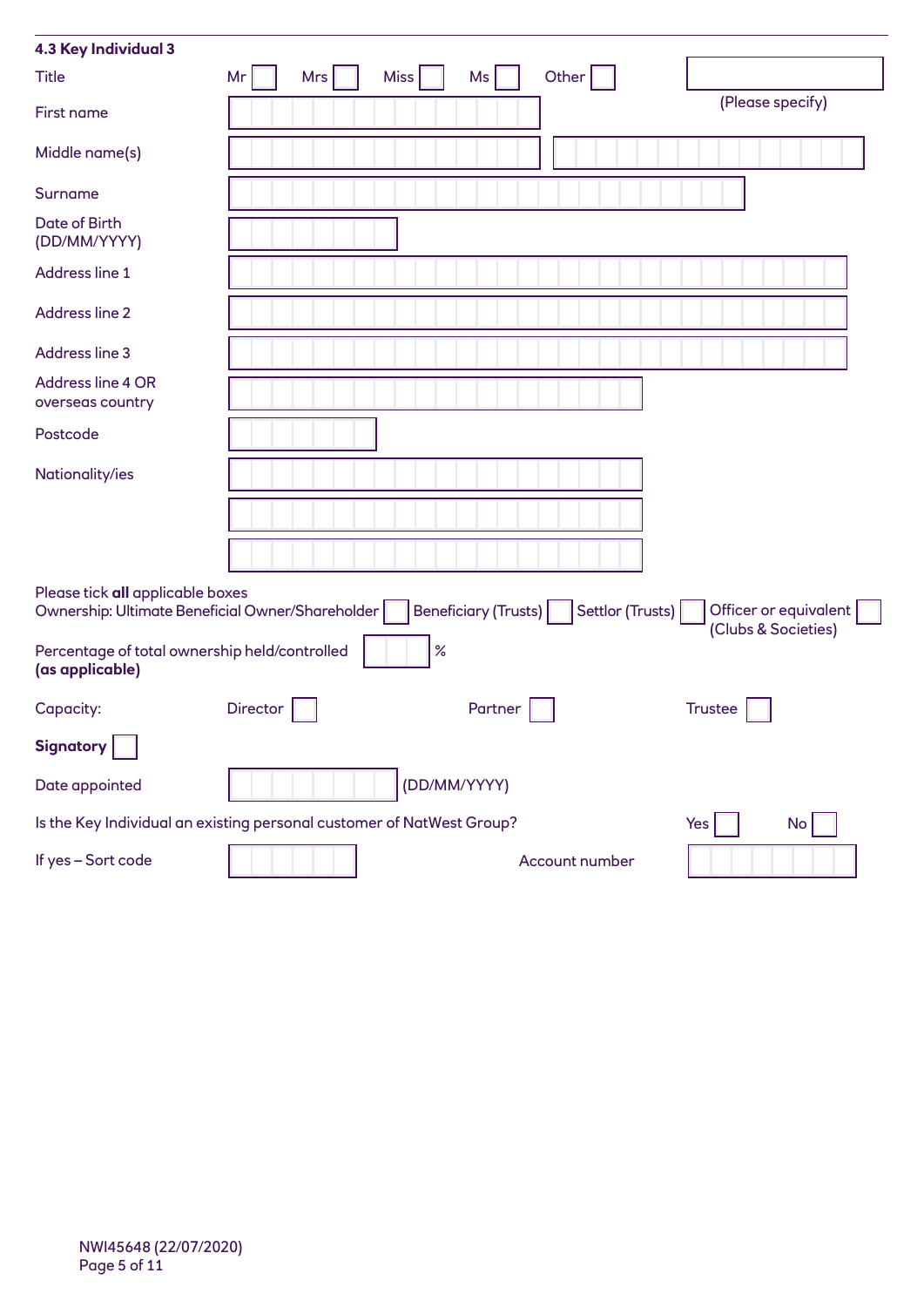### 4.3 Key Individual 3

Title: Mr ☐ Mrs ☐ Miss ☐ Ms ☐ Other ☐ ________ (Please specify)

First name: ________

Middle name(s): ________ ________

Surname: ________

Date of Birth (DD/MM/YYYY): ________

Address line 1: ________

Address line 2: ________

Address line 3: ________

Address line 4 OR overseas country: ________

Postcode: ________

Nationality/ies: ________

________

________

Please tick **all** applicable boxes

Ownership: Ultimate Beneficial Owner/Shareholder ☐ Beneficiary (Trusts) ☐ Settlor (Trusts) ☐ Officer or equivalent (Clubs & Societies) ☐

Percentage of total ownership held/controlled **(as applicable)** ________ %

Capacity: Director ☐ Partner ☐ Trustee ☐

**Signatory** ☐

Date appointed ________ (DD/MM/YYYY)

Is the Key Individual an existing personal customer of NatWest Group? Yes ☐ No ☐

If yes – Sort code ________ Account number ________

NWI45648 (22/07/2020)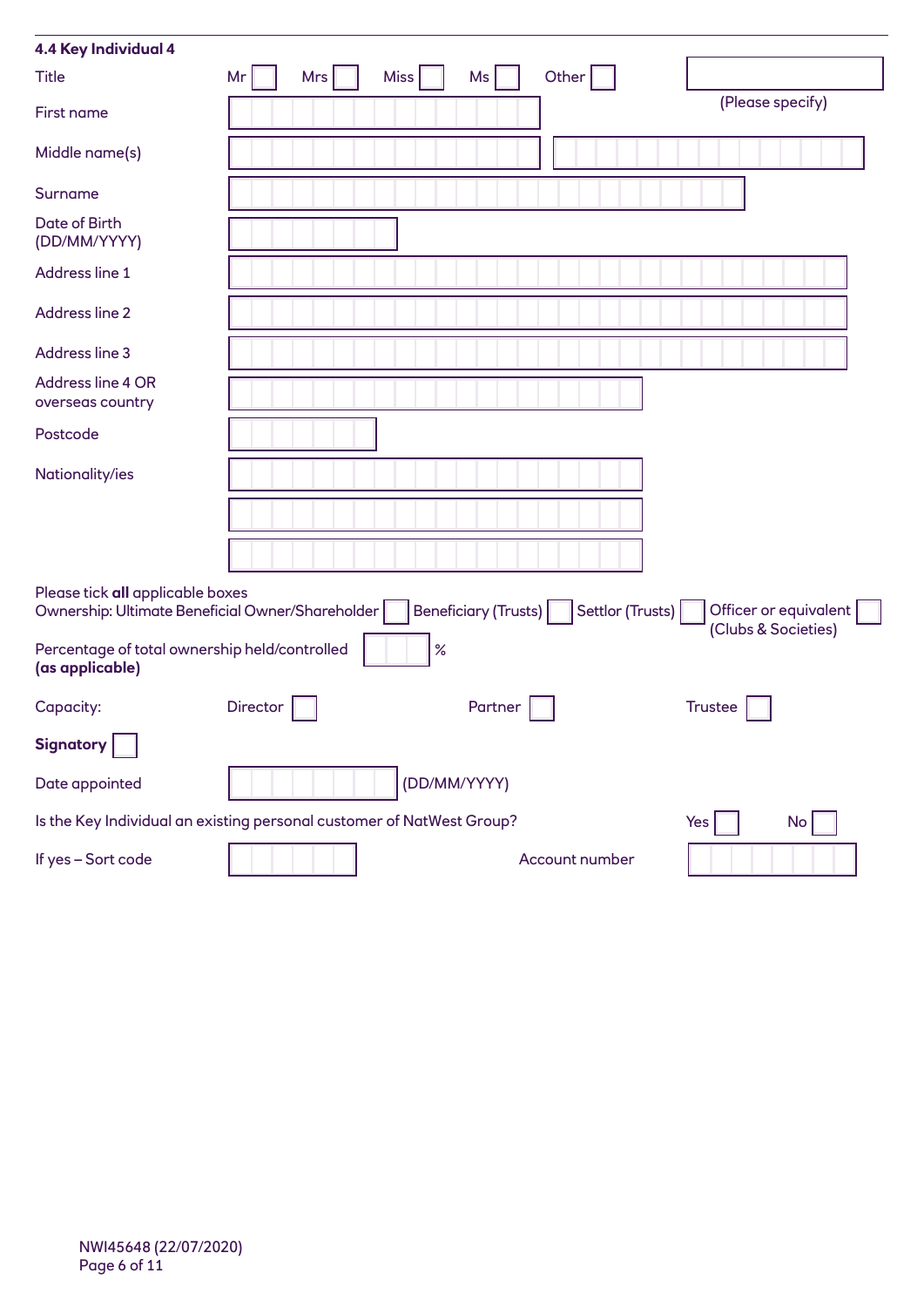### 4.4 Key Individual 4

Title: Mr ☐ Mrs ☐ Miss ☐ Ms ☐ Other ☐ (Please specify)

First name

Middle name(s)

Surname

Date of Birth (DD/MM/YYYY)

Address line 1

Address line 2

Address line 3

Address line 4 OR overseas country

Postcode

Nationality/ies

Please tick **all** applicable boxes
Ownership: Ultimate Beneficial Owner/Shareholder ☐ Beneficiary (Trusts) ☐ Settlor (Trusts) ☐ Officer or equivalent (Clubs & Societies) ☐

Percentage of total ownership held/controlled **(as applicable)** %

Capacity: Director ☐ Partner ☐ Trustee ☐

**Signatory** ☐

Date appointed (DD/MM/YYYY)

Is the Key Individual an existing personal customer of NatWest Group? Yes ☐ No ☐

If yes – Sort code Account number

NWI45648 (22/07/2020)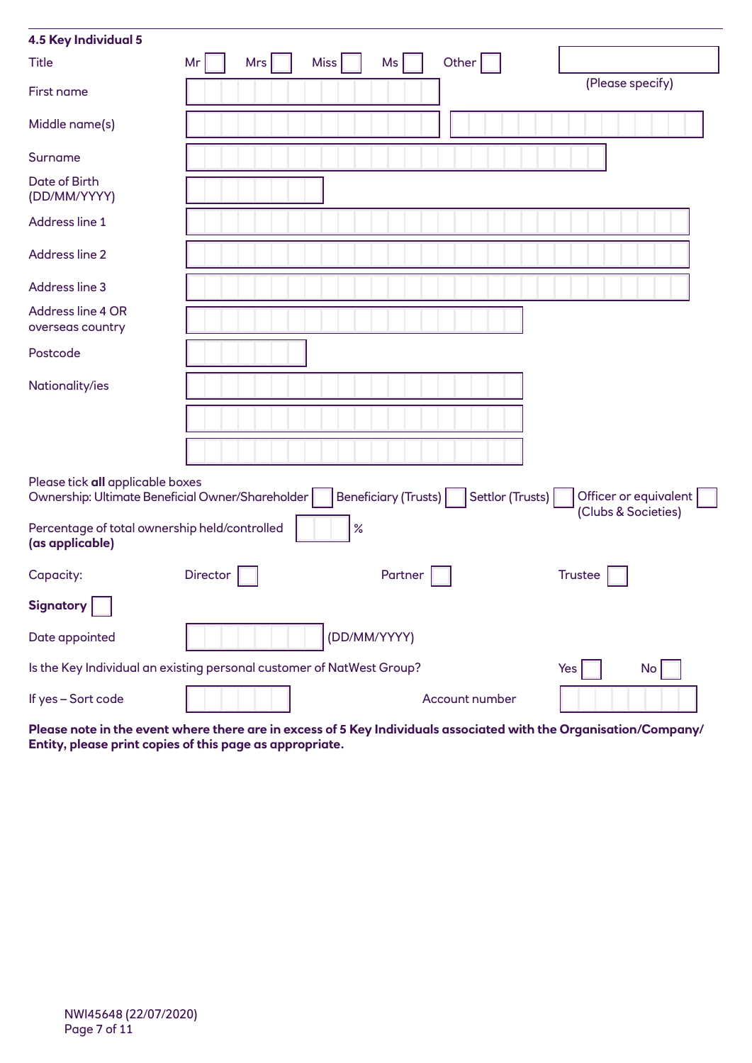### 4.5 Key Individual 5

Title: Mr ☐ Mrs ☐ Miss ☐ Ms ☐ Other ☐ ________ (Please specify)

First name: ________

Middle name(s): ________ ________

Surname: ________

Date of Birth (DD/MM/YYYY): ________

Address line 1: ________

Address line 2: ________

Address line 3: ________

Address line 4 OR overseas country: ________

Postcode: ________

Nationality/ies: ________

________

________

Please tick **all** applicable boxes

Ownership: Ultimate Beneficial Owner/Shareholder ☐ Beneficiary (Trusts) ☐ Settlor (Trusts) ☐ Officer or equivalent (Clubs & Societies) ☐

Percentage of total ownership held/controlled **(as applicable)** ________ %

Capacity: Director ☐ Partner ☐ Trustee ☐

**Signatory** ☐

Date appointed ________ (DD/MM/YYYY)

Is the Key Individual an existing personal customer of NatWest Group? Yes ☐ No ☐

If yes – Sort code ________ Account number ________

**Please note in the event where there are in excess of 5 Key Individuals associated with the Organisation/Company/Entity, please print copies of this page as appropriate.**

NWI45648 (22/07/2020)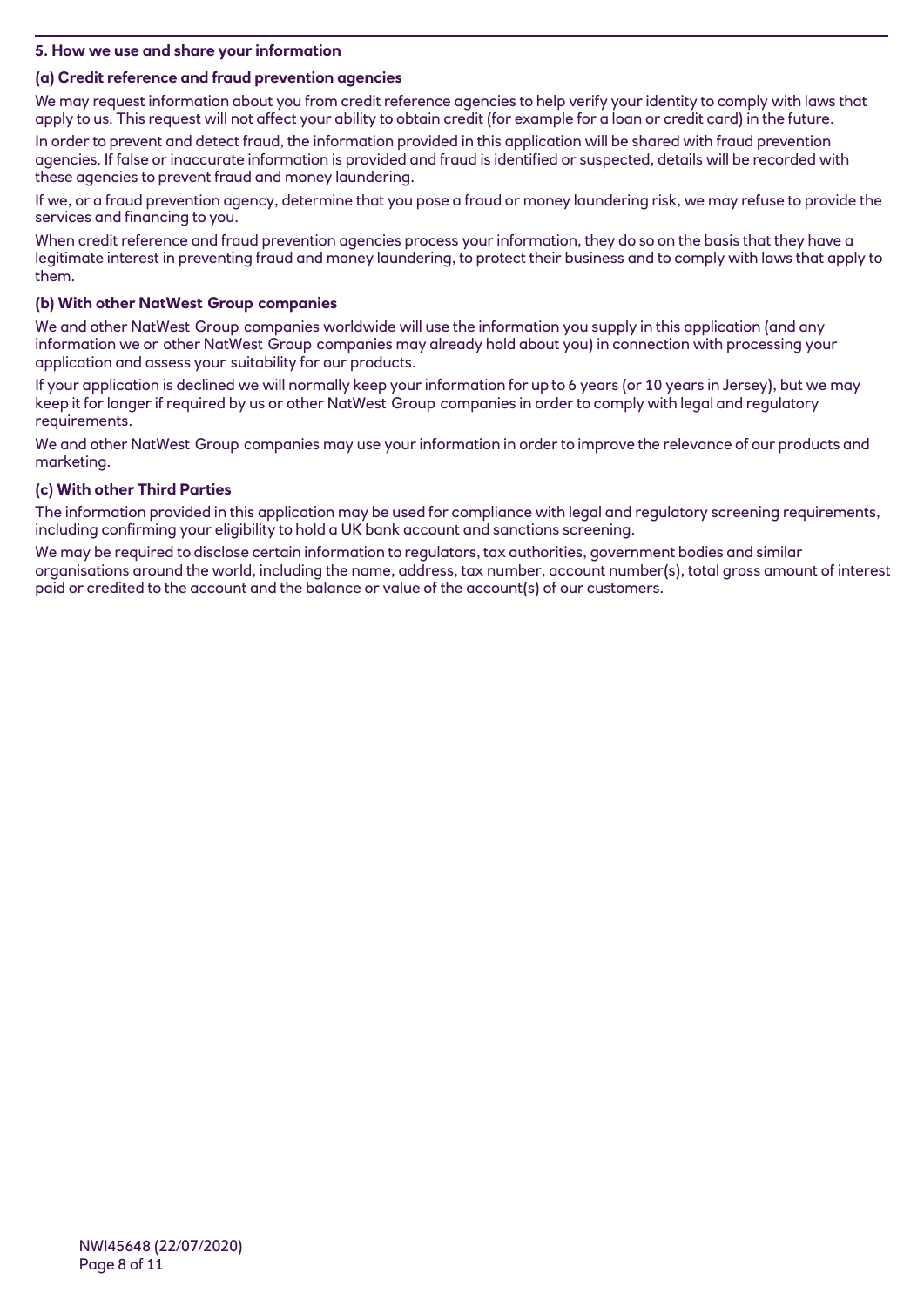## 5. How we use and share your information

### (a) Credit reference and fraud prevention agencies

We may request information about you from credit reference agencies to help verify your identity to comply with laws that apply to us. This request will not affect your ability to obtain credit (for example for a loan or credit card) in the future.

In order to prevent and detect fraud, the information provided in this application will be shared with fraud prevention agencies. If false or inaccurate information is provided and fraud is identified or suspected, details will be recorded with these agencies to prevent fraud and money laundering.

If we, or a fraud prevention agency, determine that you pose a fraud or money laundering risk, we may refuse to provide the services and financing to you.

When credit reference and fraud prevention agencies process your information, they do so on the basis that they have a legitimate interest in preventing fraud and money laundering, to protect their business and to comply with laws that apply to them.

### (b) With other NatWest Group companies

We and other NatWest Group companies worldwide will use the information you supply in this application (and any information we or other NatWest Group companies may already hold about you) in connection with processing your application and assess your suitability for our products.

If your application is declined we will normally keep your information for up to 6 years (or 10 years in Jersey), but we may keep it for longer if required by us or other NatWest Group companies in order to comply with legal and regulatory requirements.

We and other NatWest Group companies may use your information in order to improve the relevance of our products and marketing.

### (c) With other Third Parties

The information provided in this application may be used for compliance with legal and regulatory screening requirements, including confirming your eligibility to hold a UK bank account and sanctions screening.

We may be required to disclose certain information to regulators, tax authorities, government bodies and similar organisations around the world, including the name, address, tax number, account number(s), total gross amount of interest paid or credited to the account and the balance or value of the account(s) of our customers.

NWI45648 (22/07/2020)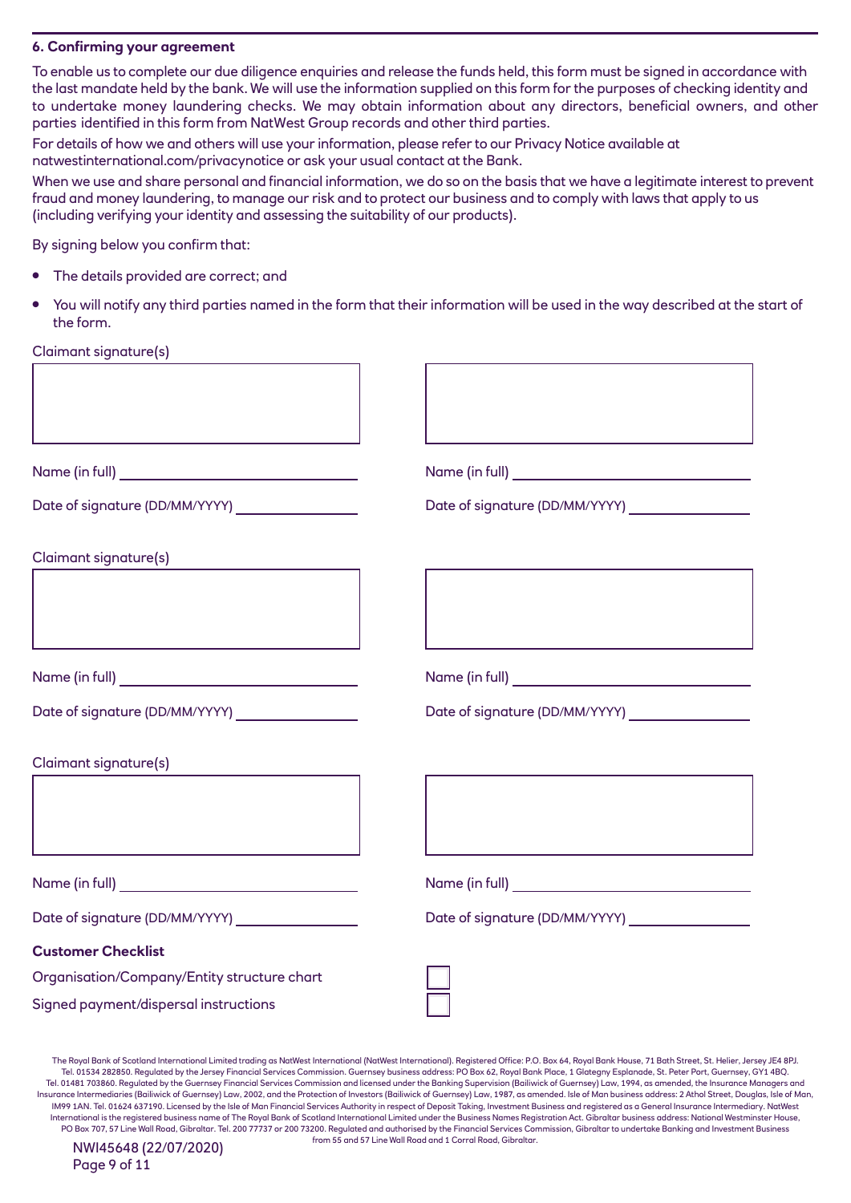## 6. Confirming your agreement

To enable us to complete our due diligence enquiries and release the funds held, this form must be signed in accordance with the last mandate held by the bank. We will use the information supplied on this form for the purposes of checking identity and to undertake money laundering checks. We may obtain information about any directors, beneficial owners, and other parties identified in this form from NatWest Group records and other third parties.

For details of how we and others will use your information, please refer to our Privacy Notice available at natwestinternational.com/privacynotice or ask your usual contact at the Bank.

When we use and share personal and financial information, we do so on the basis that we have a legitimate interest to prevent fraud and money laundering, to manage our risk and to protect our business and to comply with laws that apply to us (including verifying your identity and assessing the suitability of our products).

By signing below you confirm that:

- The details provided are correct; and
- You will notify any third parties named in the form that their information will be used in the way described at the start of the form.

Claimant signature(s)

| | |
|---|---|
| [signature box] | [signature box] |
| Name (in full) ____________ | Name (in full) ____________ |
| Date of signature (DD/MM/YYYY) ________ | Date of signature (DD/MM/YYYY) ________ |

Claimant signature(s)

| | |
|---|---|
| [signature box] | [signature box] |
| Name (in full) ____________ | Name (in full) ____________ |
| Date of signature (DD/MM/YYYY) ________ | Date of signature (DD/MM/YYYY) ________ |

Claimant signature(s)

| | |
|---|---|
| [signature box] | [signature box] |
| Name (in full) ____________ | Name (in full) ____________ |
| Date of signature (DD/MM/YYYY) ________ | Date of signature (DD/MM/YYYY) ________ |

**Customer Checklist**

- [ ] Organisation/Company/Entity structure chart
- [ ] Signed payment/dispersal instructions

The Royal Bank of Scotland International Limited trading as NatWest International (NatWest International). Registered Office: P.O. Box 64, Royal Bank House, 71 Bath Street, St. Helier, Jersey JE4 8PJ. Tel. 01534 282850. Regulated by the Jersey Financial Services Commission. Guernsey business address: PO Box 62, Royal Bank Place, 1 Glategny Esplanade, St. Peter Port, Guernsey, GY1 4BQ. Tel. 01481 703860. Regulated by the Guernsey Financial Services Commission and licensed under the Banking Supervision (Bailiwick of Guernsey) Law, 1994, as amended, the Insurance Managers and Insurance Intermediaries (Bailiwick of Guernsey) Law, 2002, and the Protection of Investors (Bailiwick of Guernsey) Law, 1987, as amended. Isle of Man business address: 2 Athol Street, Douglas, Isle of Man, IM99 1AN. Tel. 01624 637190. Licensed by the Isle of Man Financial Services Authority in respect of Deposit Taking, Investment Business and registered as a General Insurance Intermediary. NatWest International is the registered business name of The Royal Bank of Scotland International Limited under the Business Names Registration Act. Gibraltar business address: National Westminster House, PO Box 707, 57 Line Wall Road, Gibraltar. Tel. 200 77737 or 200 73200. Regulated and authorised by the Financial Services Commission, Gibraltar to undertake Banking and Investment Business from 55 and 57 Line Wall Road and 1 Corral Road, Gibraltar.

NWI45648 (22/07/2020)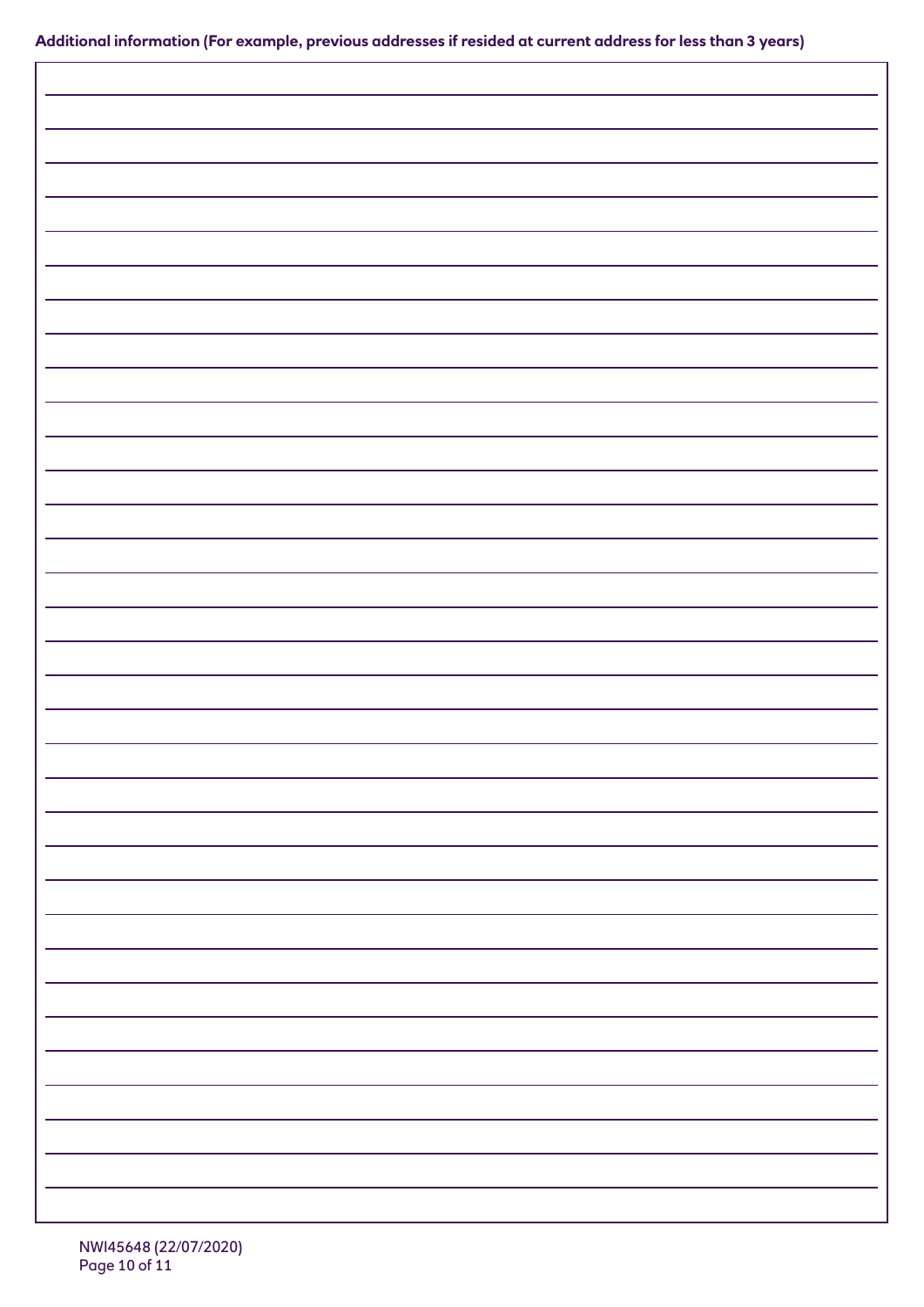**Additional information (For example, previous addresses if resided at current address for less than 3 years)**

NWI45648 (22/07/2020)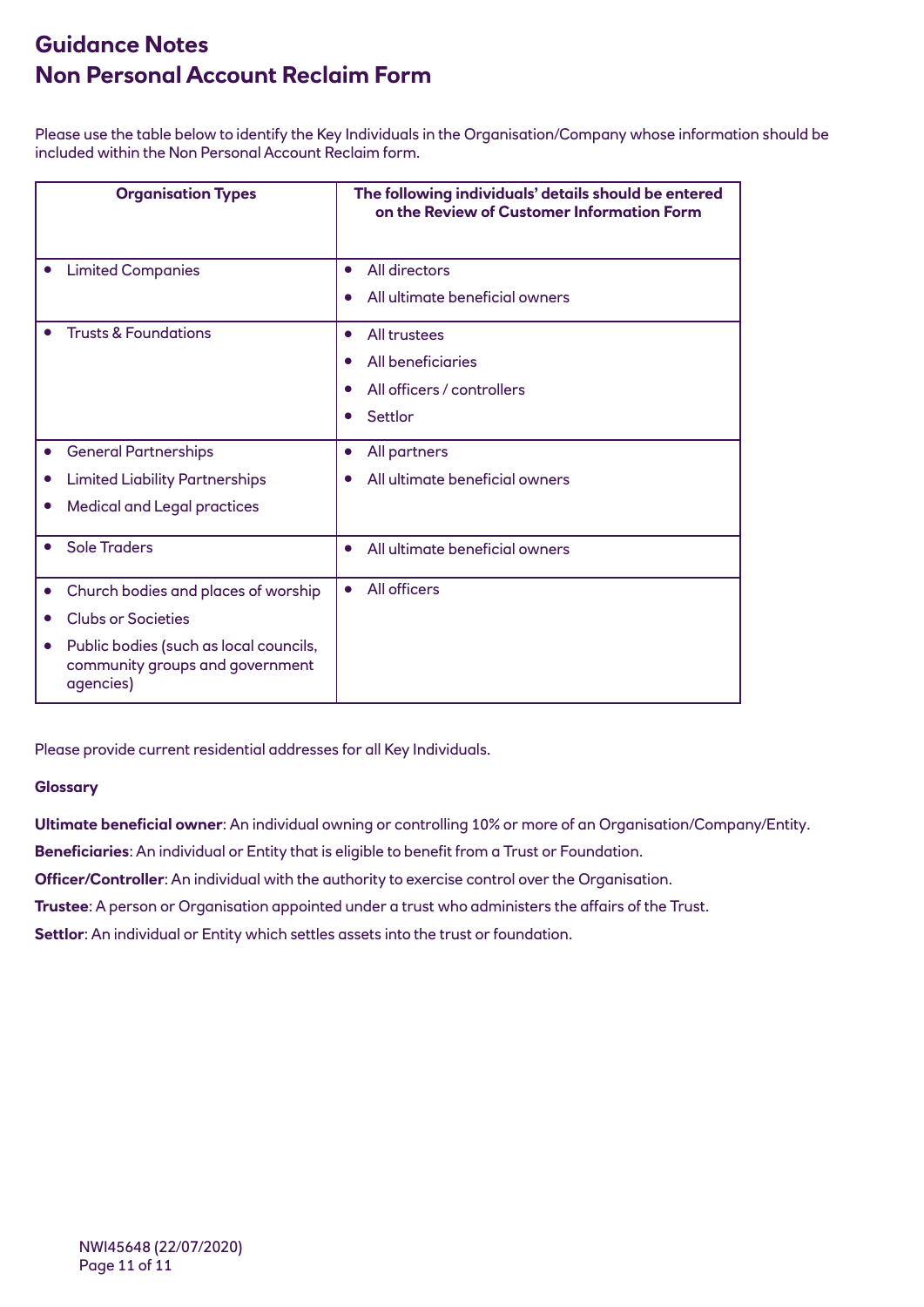# Guidance Notes
# Non Personal Account Reclaim Form

Please use the table below to identify the Key Individuals in the Organisation/Company whose information should be included within the Non Personal Account Reclaim form.

| Organisation Types | The following individuals' details should be entered on the Review of Customer Information Form |
|---|---|
| • Limited Companies | • All directors<br>• All ultimate beneficial owners |
| • Trusts & Foundations | • All trustees<br>• All beneficiaries<br>• All officers / controllers<br>• Settlor |
| • General Partnerships<br>• Limited Liability Partnerships<br>• Medical and Legal practices | • All partners<br>• All ultimate beneficial owners |
| • Sole Traders | • All ultimate beneficial owners |
| • Church bodies and places of worship<br>• Clubs or Societies<br>• Public bodies (such as local councils, community groups and government agencies) | • All officers |

Please provide current residential addresses for all Key Individuals.

**Glossary**

**Ultimate beneficial owner**: An individual owning or controlling 10% or more of an Organisation/Company/Entity.

**Beneficiaries**: An individual or Entity that is eligible to benefit from a Trust or Foundation.

**Officer/Controller**: An individual with the authority to exercise control over the Organisation.

**Trustee**: A person or Organisation appointed under a trust who administers the affairs of the Trust.

**Settlor**: An individual or Entity which settles assets into the trust or foundation.

NWI45648 (22/07/2020)